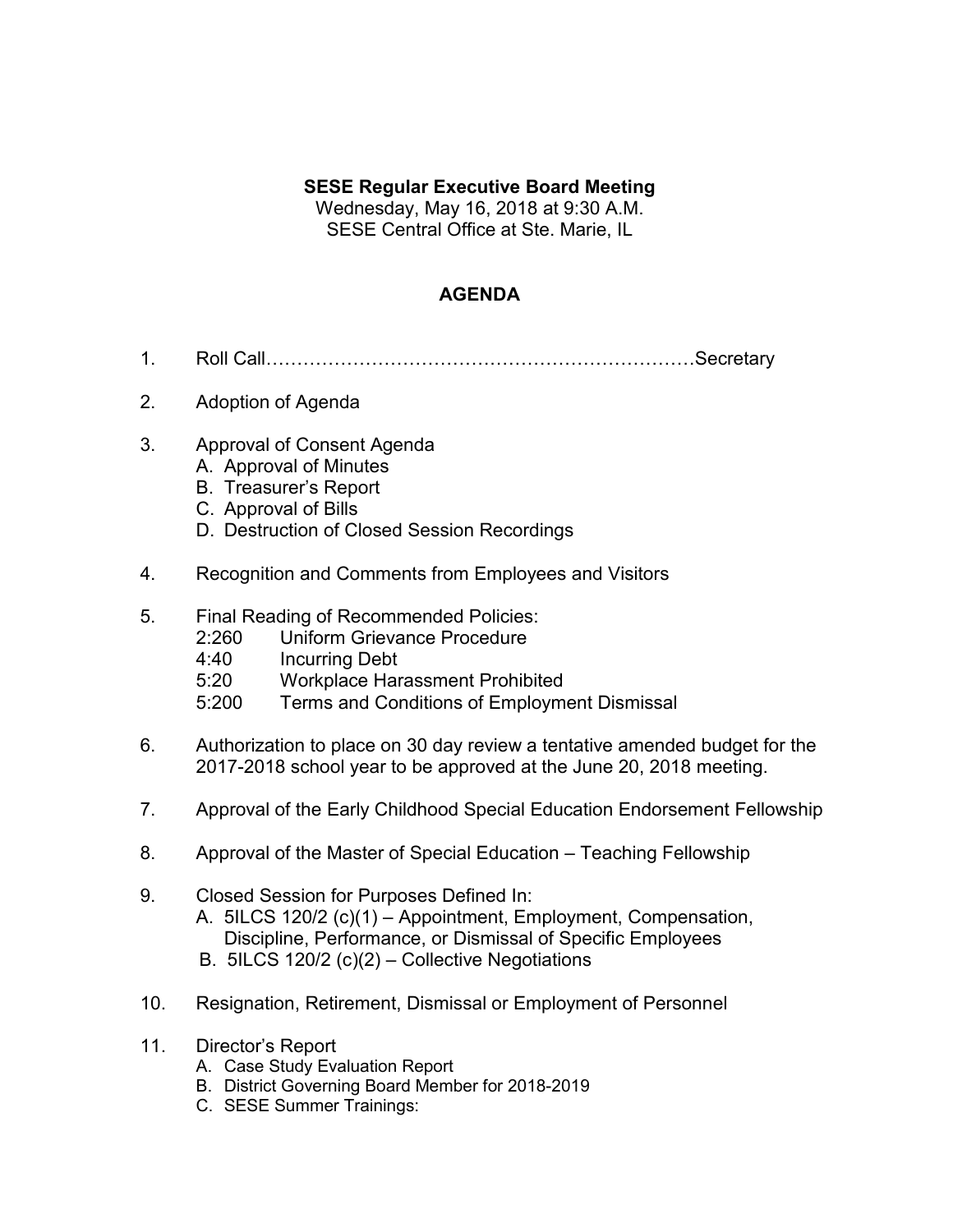**SESE Regular Executive Board Meeting**
Wednesday, May 16, 2018 at 9:30 A.M.
SESE Central Office at Ste. Marie, IL

**AGENDA**

1. Roll Call……………………………………………………………Secretary

2. Adoption of Agenda

3. Approval of Consent Agenda
   - A. Approval of Minutes
   - B. Treasurer's Report
   - C. Approval of Bills
   - D. Destruction of Closed Session Recordings

4. Recognition and Comments from Employees and Visitors

5. Final Reading of Recommended Policies:
   - 2:260 Uniform Grievance Procedure
   - 4:40 Incurring Debt
   - 5:20 Workplace Harassment Prohibited
   - 5:200 Terms and Conditions of Employment Dismissal

6. Authorization to place on 30 day review a tentative amended budget for the 2017-2018 school year to be approved at the June 20, 2018 meeting.

7. Approval of the Early Childhood Special Education Endorsement Fellowship

8. Approval of the Master of Special Education – Teaching Fellowship

9. Closed Session for Purposes Defined In:
   - A. 5ILCS 120/2 (c)(1) – Appointment, Employment, Compensation, Discipline, Performance, or Dismissal of Specific Employees
   - B. 5ILCS 120/2 (c)(2) – Collective Negotiations

10. Resignation, Retirement, Dismissal or Employment of Personnel

11. Director's Report
    - A. Case Study Evaluation Report
    - B. District Governing Board Member for 2018-2019
    - C. SESE Summer Trainings: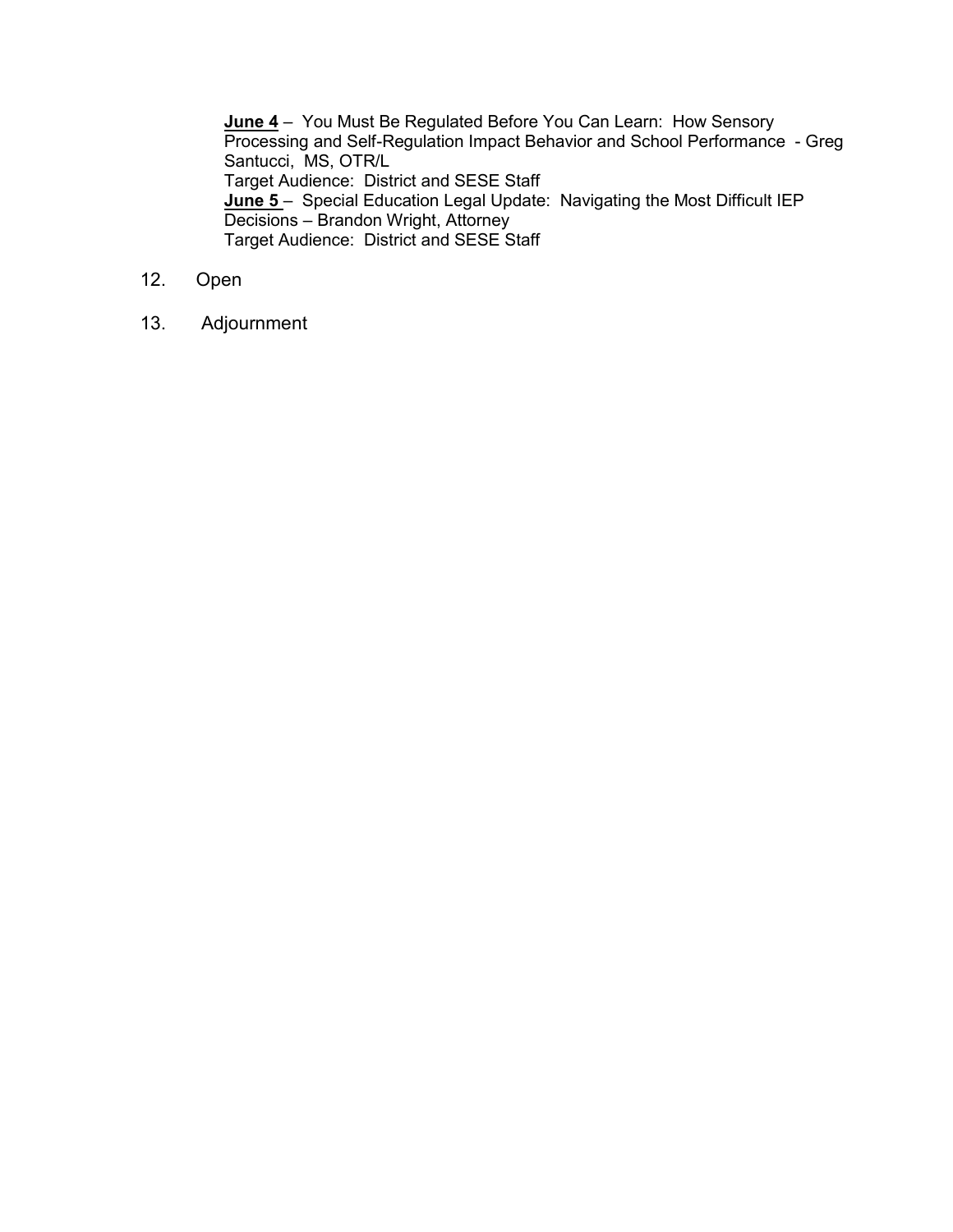**June 4** – You Must Be Regulated Before You Can Learn: How Sensory Processing and Self-Regulation Impact Behavior and School Performance - Greg Santucci, MS, OTR/L
Target Audience: District and SESE Staff
**June 5** – Special Education Legal Update: Navigating the Most Difficult IEP Decisions – Brandon Wright, Attorney
Target Audience: District and SESE Staff

12. Open

13. Adjournment